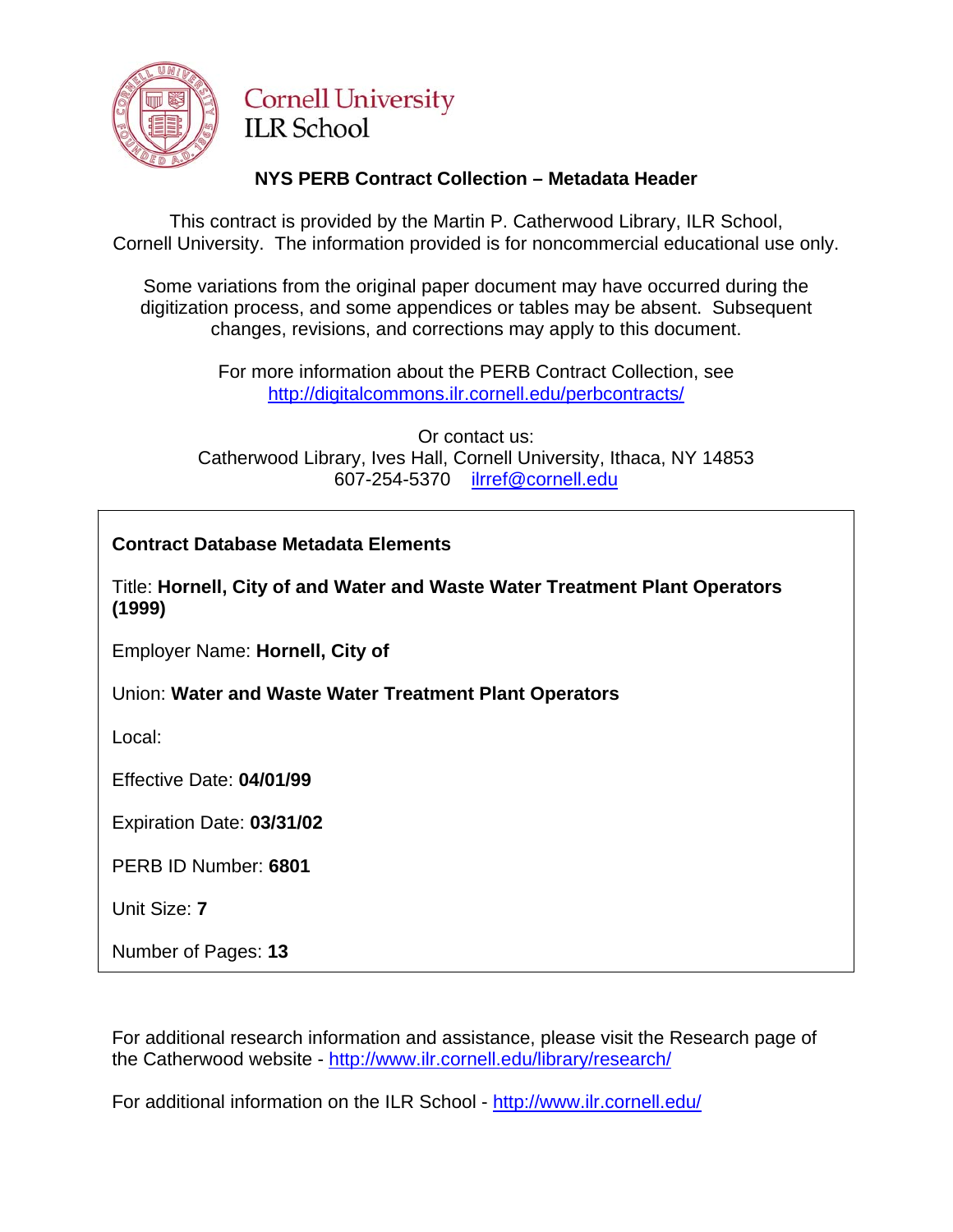Cornell University
ILR School

## NYS PERB Contract Collection – Metadata Header

This contract is provided by the Martin P. Catherwood Library, ILR School, Cornell University. The information provided is for noncommercial educational use only.

Some variations from the original paper document may have occurred during the digitization process, and some appendices or tables may be absent. Subsequent changes, revisions, and corrections may apply to this document.

For more information about the PERB Contract Collection, see http://digitalcommons.ilr.cornell.edu/perbcontracts/

Or contact us:
Catherwood Library, Ives Hall, Cornell University, Ithaca, NY 14853
607-254-5370 ilrref@cornell.edu

**Contract Database Metadata Elements**

Title: **Hornell, City of and Water and Waste Water Treatment Plant Operators (1999)**

Employer Name: **Hornell, City of**

Union: **Water and Waste Water Treatment Plant Operators**

Local:

Effective Date: **04/01/99**

Expiration Date: **03/31/02**

PERB ID Number: **6801**

Unit Size: **7**

Number of Pages: **13**

For additional research information and assistance, please visit the Research page of the Catherwood website - http://www.ilr.cornell.edu/library/research/

For additional information on the ILR School - http://www.ilr.cornell.edu/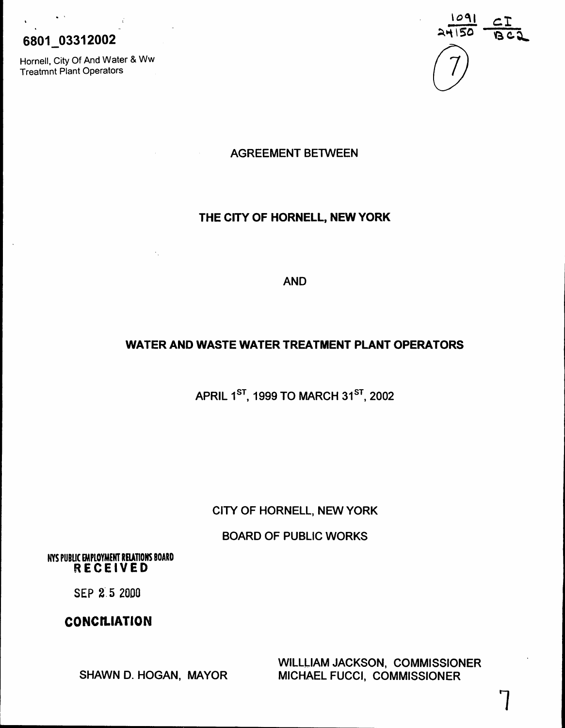6801_03312002

Hornell, City Of And Water & Ww Treatmnt Plant Operators

1091 CI
24150 BC2

7

AGREEMENT BETWEEN

**THE CITY OF HORNELL, NEW YORK**

AND

**WATER AND WASTE WATER TREATMENT PLANT OPERATORS**

APRIL 1ST, 1999 TO MARCH 31ST, 2002

CITY OF HORNELL, NEW YORK

BOARD OF PUBLIC WORKS

NYS PUBLIC EMPLOYMENT RELATIONS BOARD
RECEIVED

SEP 25 2000

**CONCILIATION**

SHAWN D. HOGAN, MAYOR

WILLLIAM JACKSON, COMMISSIONER
MICHAEL FUCCI, COMMISSIONER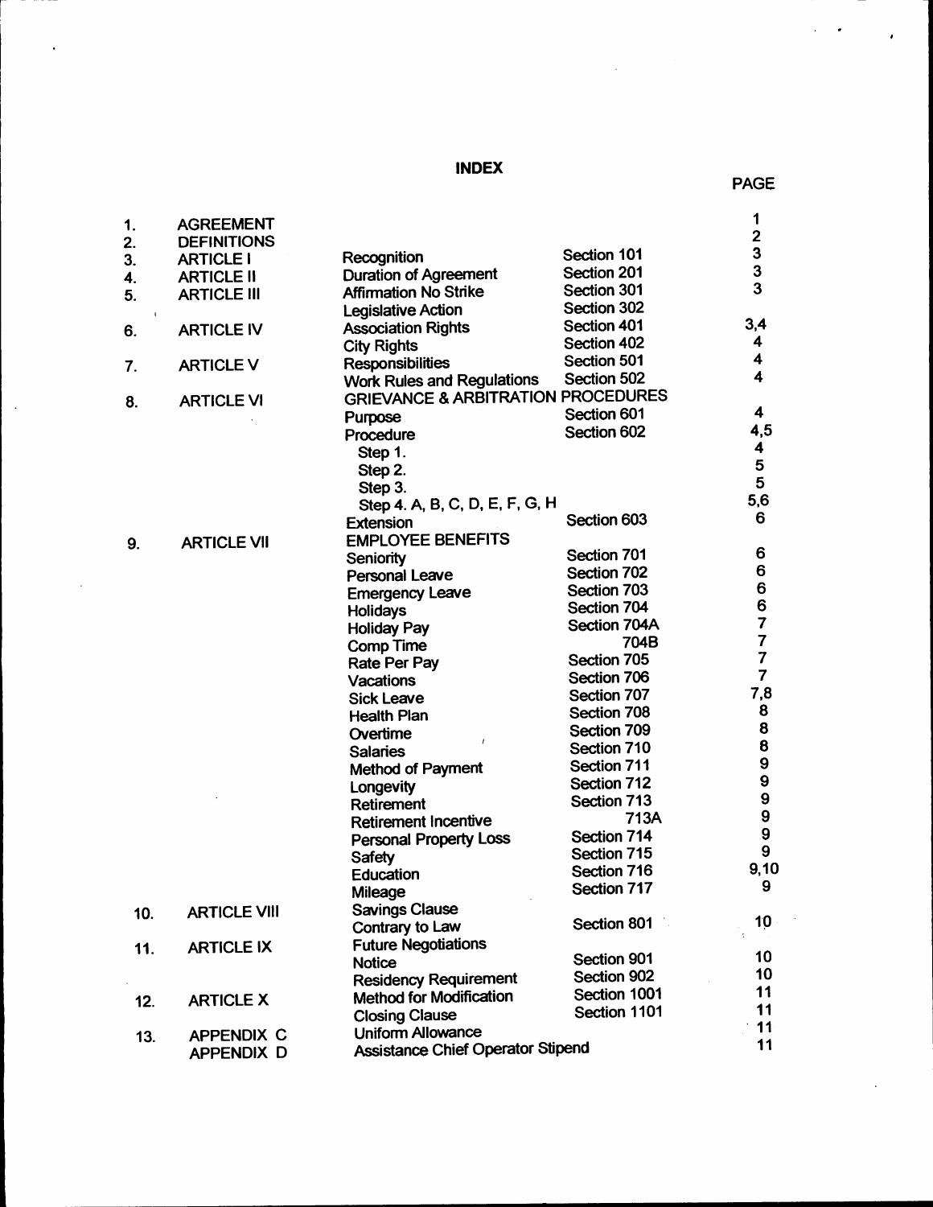# INDEX

| | | | | PAGE |
|---|---|---|---|---|
| 1. | AGREEMENT | | | 1 |
| 2. | DEFINITIONS | | | 2 |
| 3. | ARTICLE I | Recognition | Section 101 | 3 |
| 4. | ARTICLE II | Duration of Agreement | Section 201 | 3 |
| 5. | ARTICLE III | Affirmation No Strike | Section 301 | 3 |
| | | Legislative Action | Section 302 | |
| 6. | ARTICLE IV | Association Rights | Section 401 | 3,4 |
| | | City Rights | Section 402 | 4 |
| 7. | ARTICLE V | Responsibilities | Section 501 | 4 |
| | | Work Rules and Regulations | Section 502 | 4 |
| 8. | ARTICLE VI | GRIEVANCE & ARBITRATION PROCEDURES | | |
| | | Purpose | Section 601 | 4 |
| | | Procedure | Section 602 | 4,5 |
| | | Step 1. | | 4 |
| | | Step 2. | | 5 |
| | | Step 3. | | 5 |
| | | Step 4. A, B, C, D, E, F, G, H | | 5,6 |
| | | Extension | Section 603 | 6 |
| 9. | ARTICLE VII | EMPLOYEE BENEFITS | | |
| | | Seniority | Section 701 | 6 |
| | | Personal Leave | Section 702 | 6 |
| | | Emergency Leave | Section 703 | 6 |
| | | Holidays | Section 704 | 6 |
| | | Holiday Pay | Section 704A | 7 |
| | | Comp Time | 704B | 7 |
| | | Rate Per Pay | Section 705 | 7 |
| | | Vacations | Section 706 | 7 |
| | | Sick Leave | Section 707 | 7,8 |
| | | Health Plan | Section 708 | 8 |
| | | Overtime | Section 709 | 8 |
| | | Salaries | Section 710 | 8 |
| | | Method of Payment | Section 711 | 9 |
| | | Longevity | Section 712 | 9 |
| | | Retirement | Section 713 | 9 |
| | | Retirement Incentive | 713A | 9 |
| | | Personal Property Loss | Section 714 | 9 |
| | | Safety | Section 715 | 9 |
| | | Education | Section 716 | 9,10 |
| | | Mileage | Section 717 | 9 |
| 10. | ARTICLE VIII | Savings Clause | | |
| | | Contrary to Law | Section 801 | 10 |
| 11. | ARTICLE IX | Future Negotiations | | |
| | | Notice | Section 901 | 10 |
| | | Residency Requirement | Section 902 | 10 |
| 12. | ARTICLE X | Method for Modification | Section 1001 | 11 |
| | | Closing Clause | Section 1101 | 11 |
| 13. | APPENDIX C | Uniform Allowance | | 11 |
| | APPENDIX D | Assistance Chief Operator Stipend | | 11 |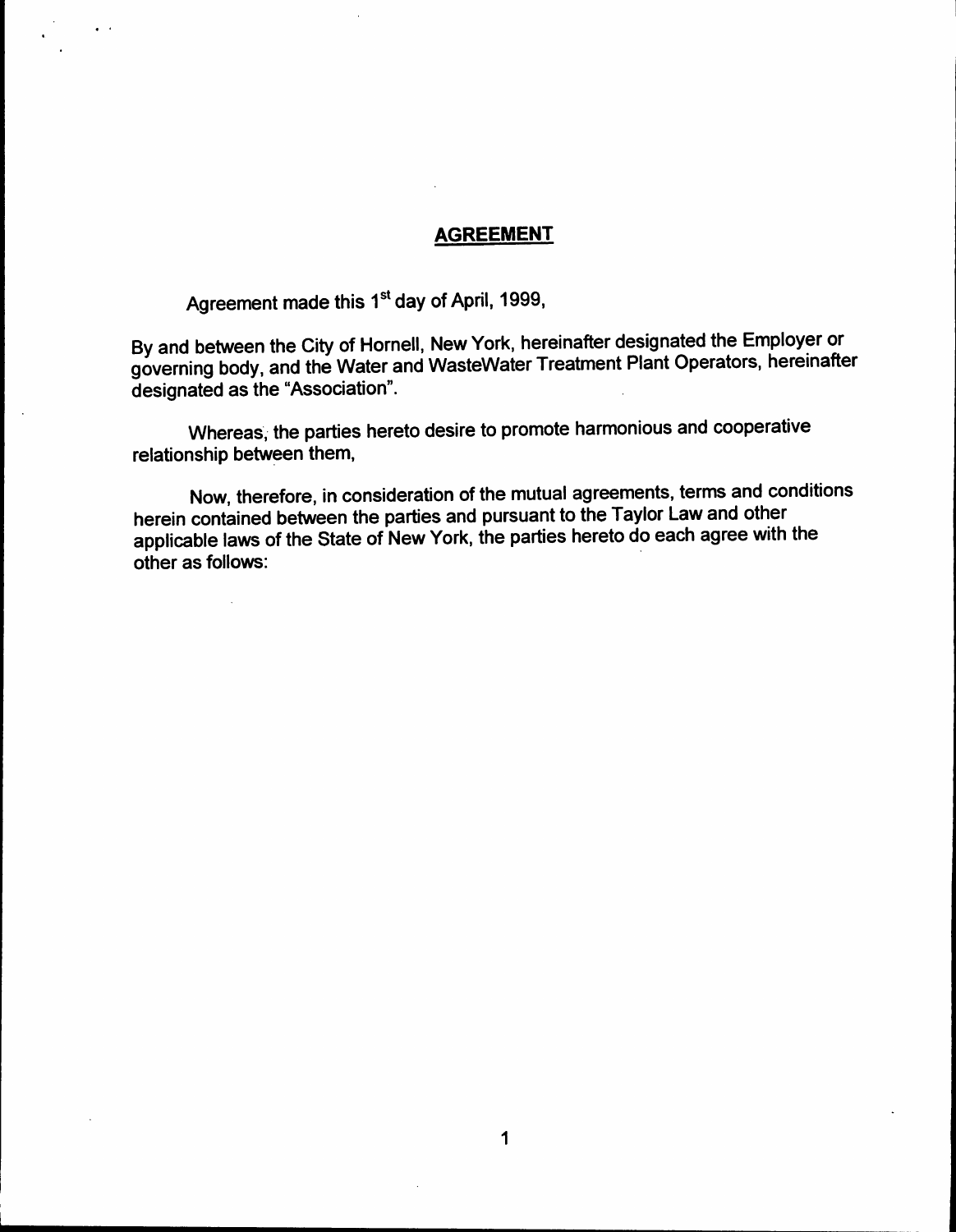# AGREEMENT

Agreement made this 1st day of April, 1999,

By and between the City of Hornell, New York, hereinafter designated the Employer or governing body, and the Water and WasteWater Treatment Plant Operators, hereinafter designated as the "Association".

Whereas, the parties hereto desire to promote harmonious and cooperative relationship between them,

Now, therefore, in consideration of the mutual agreements, terms and conditions herein contained between the parties and pursuant to the Taylor Law and other applicable laws of the State of New York, the parties hereto do each agree with the other as follows: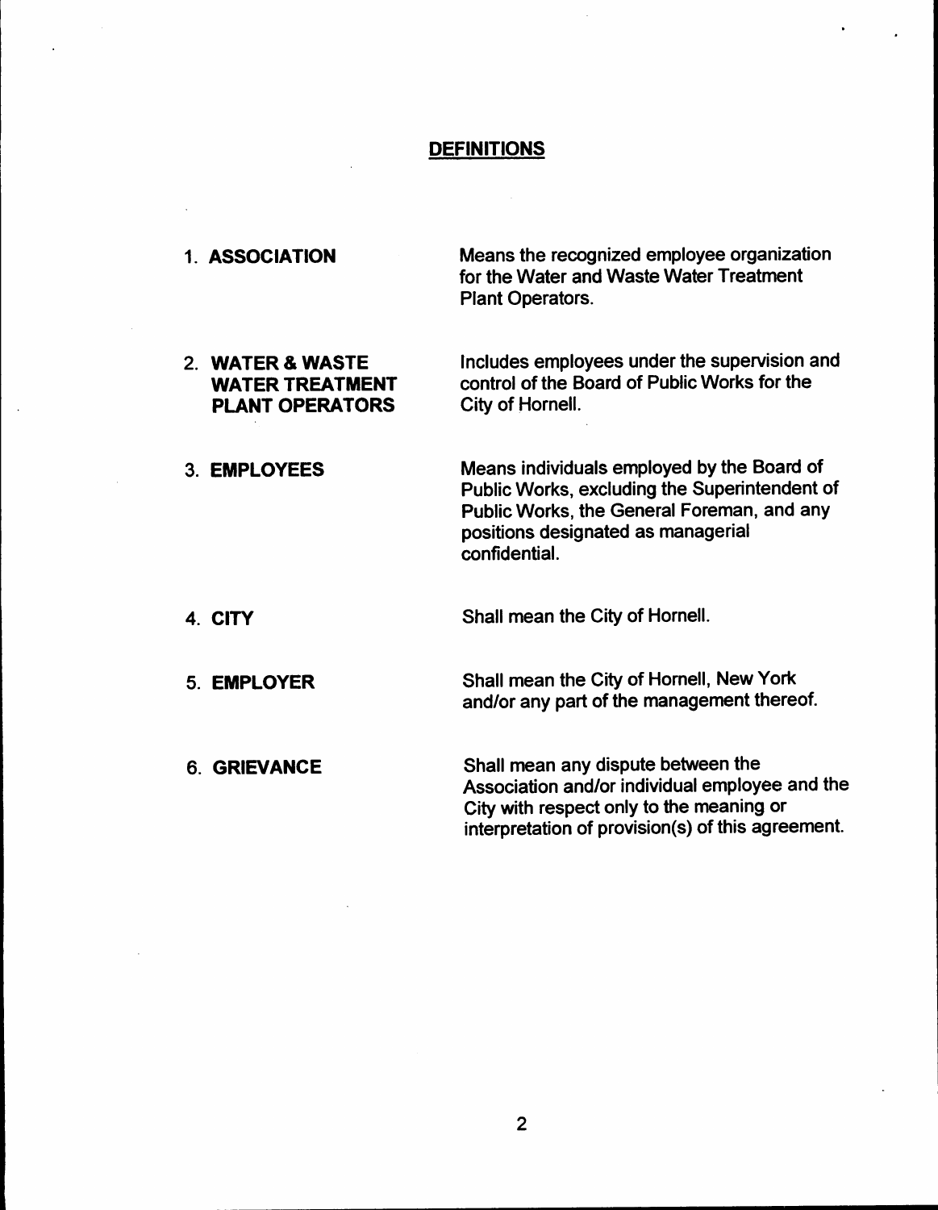## DEFINITIONS

1. **ASSOCIATION** — Means the recognized employee organization for the Water and Waste Water Treatment Plant Operators.

2. **WATER & WASTE WATER TREATMENT PLANT OPERATORS** — Includes employees under the supervision and control of the Board of Public Works for the City of Hornell.

3. **EMPLOYEES** — Means individuals employed by the Board of Public Works, excluding the Superintendent of Public Works, the General Foreman, and any positions designated as managerial confidential.

4. **CITY** — Shall mean the City of Hornell.

5. **EMPLOYER** — Shall mean the City of Hornell, New York and/or any part of the management thereof.

6. **GRIEVANCE** — Shall mean any dispute between the Association and/or individual employee and the City with respect only to the meaning or interpretation of provision(s) of this agreement.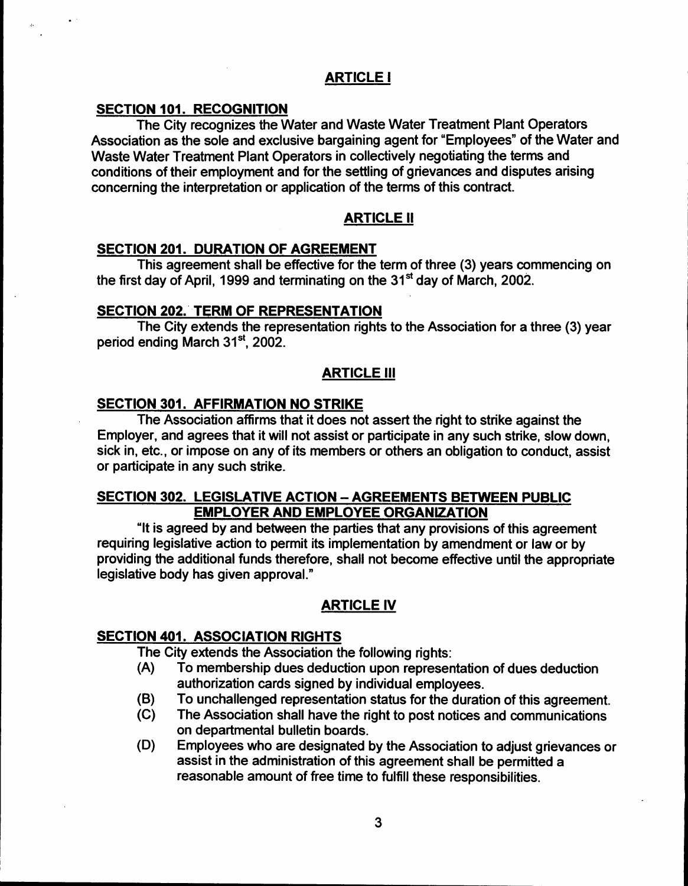## ARTICLE I

### SECTION 101. RECOGNITION

The City recognizes the Water and Waste Water Treatment Plant Operators Association as the sole and exclusive bargaining agent for "Employees" of the Water and Waste Water Treatment Plant Operators in collectively negotiating the terms and conditions of their employment and for the settling of grievances and disputes arising concerning the interpretation or application of the terms of this contract.

## ARTICLE II

### SECTION 201. DURATION OF AGREEMENT

This agreement shall be effective for the term of three (3) years commencing on the first day of April, 1999 and terminating on the 31st day of March, 2002.

### SECTION 202. TERM OF REPRESENTATION

The City extends the representation rights to the Association for a three (3) year period ending March 31st, 2002.

## ARTICLE III

### SECTION 301. AFFIRMATION NO STRIKE

The Association affirms that it does not assert the right to strike against the Employer, and agrees that it will not assist or participate in any such strike, slow down, sick in, etc., or impose on any of its members or others an obligation to conduct, assist or participate in any such strike.

### SECTION 302. LEGISLATIVE ACTION – AGREEMENTS BETWEEN PUBLIC EMPLOYER AND EMPLOYEE ORGANIZATION

"It is agreed by and between the parties that any provisions of this agreement requiring legislative action to permit its implementation by amendment or law or by providing the additional funds therefore, shall not become effective until the appropriate legislative body has given approval."

## ARTICLE IV

### SECTION 401. ASSOCIATION RIGHTS

The City extends the Association the following rights:

(A) To membership dues deduction upon representation of dues deduction authorization cards signed by individual employees.

(B) To unchallenged representation status for the duration of this agreement.

(C) The Association shall have the right to post notices and communications on departmental bulletin boards.

(D) Employees who are designated by the Association to adjust grievances or assist in the administration of this agreement shall be permitted a reasonable amount of free time to fulfill these responsibilities.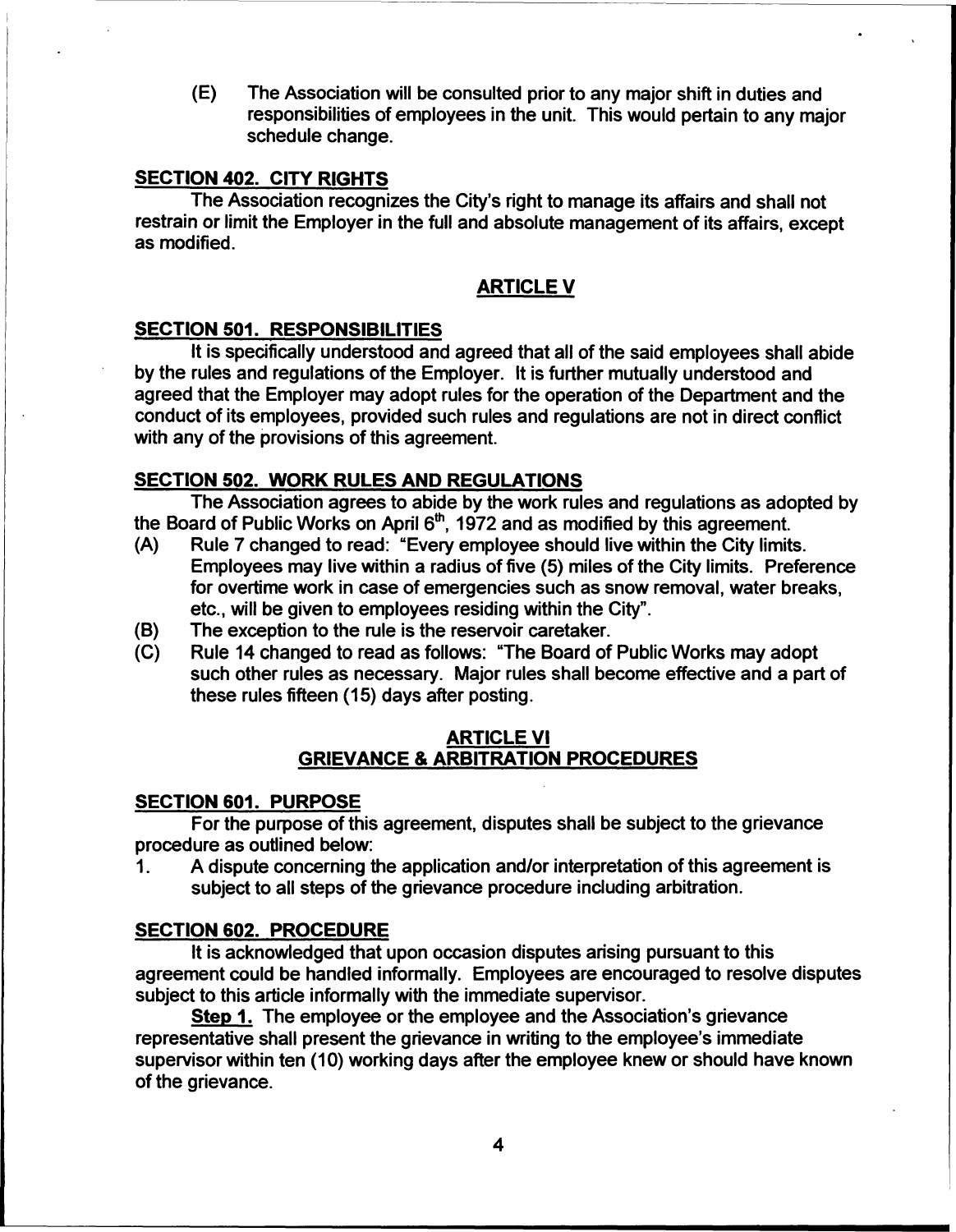(E) The Association will be consulted prior to any major shift in duties and responsibilities of employees in the unit. This would pertain to any major schedule change.

**SECTION 402. CITY RIGHTS**

The Association recognizes the City's right to manage its affairs and shall not restrain or limit the Employer in the full and absolute management of its affairs, except as modified.

## ARTICLE V

**SECTION 501. RESPONSIBILITIES**

It is specifically understood and agreed that all of the said employees shall abide by the rules and regulations of the Employer. It is further mutually understood and agreed that the Employer may adopt rules for the operation of the Department and the conduct of its employees, provided such rules and regulations are not in direct conflict with any of the provisions of this agreement.

**SECTION 502. WORK RULES AND REGULATIONS**

The Association agrees to abide by the work rules and regulations as adopted by the Board of Public Works on April 6th, 1972 and as modified by this agreement.

(A) Rule 7 changed to read: "Every employee should live within the City limits. Employees may live within a radius of five (5) miles of the City limits. Preference for overtime work in case of emergencies such as snow removal, water breaks, etc., will be given to employees residing within the City".

(B) The exception to the rule is the reservoir caretaker.

(C) Rule 14 changed to read as follows: "The Board of Public Works may adopt such other rules as necessary. Major rules shall become effective and a part of these rules fifteen (15) days after posting.

## ARTICLE VI
## GRIEVANCE & ARBITRATION PROCEDURES

**SECTION 601. PURPOSE**

For the purpose of this agreement, disputes shall be subject to the grievance procedure as outlined below:

1. A dispute concerning the application and/or interpretation of this agreement is subject to all steps of the grievance procedure including arbitration.

**SECTION 602. PROCEDURE**

It is acknowledged that upon occasion disputes arising pursuant to this agreement could be handled informally. Employees are encouraged to resolve disputes subject to this article informally with the immediate supervisor.

**Step 1.** The employee or the employee and the Association's grievance representative shall present the grievance in writing to the employee's immediate supervisor within ten (10) working days after the employee knew or should have known of the grievance.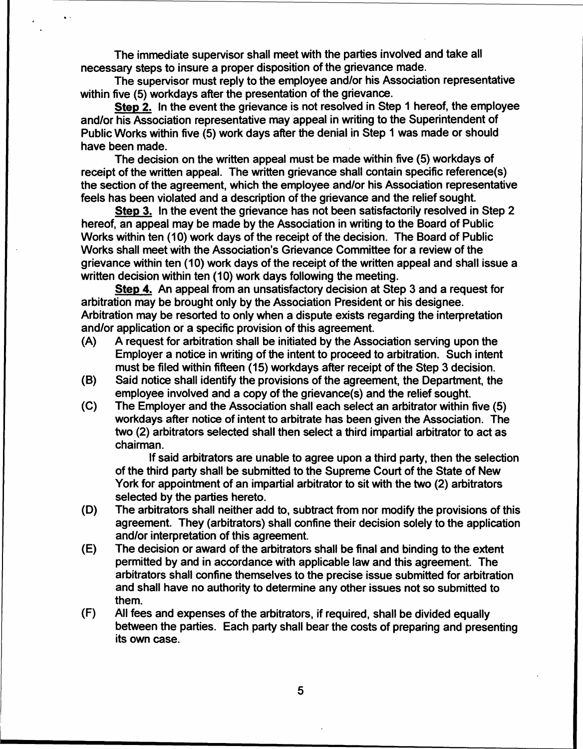The immediate supervisor shall meet with the parties involved and take all necessary steps to insure a proper disposition of the grievance made.

The supervisor must reply to the employee and/or his Association representative within five (5) workdays after the presentation of the grievance.

**Step 2.** In the event the grievance is not resolved in Step 1 hereof, the employee and/or his Association representative may appeal in writing to the Superintendent of Public Works within five (5) work days after the denial in Step 1 was made or should have been made.

The decision on the written appeal must be made within five (5) workdays of receipt of the written appeal. The written grievance shall contain specific reference(s) the section of the agreement, which the employee and/or his Association representative feels has been violated and a description of the grievance and the relief sought.

**Step 3.** In the event the grievance has not been satisfactorily resolved in Step 2 hereof, an appeal may be made by the Association in writing to the Board of Public Works within ten (10) work days of the receipt of the decision. The Board of Public Works shall meet with the Association's Grievance Committee for a review of the grievance within ten (10) work days of the receipt of the written appeal and shall issue a written decision within ten (10) work days following the meeting.

**Step 4.** An appeal from an unsatisfactory decision at Step 3 and a request for arbitration may be brought only by the Association President or his designee. Arbitration may be resorted to only when a dispute exists regarding the interpretation and/or application or a specific provision of this agreement.

(A) A request for arbitration shall be initiated by the Association serving upon the Employer a notice in writing of the intent to proceed to arbitration. Such intent must be filed within fifteen (15) workdays after receipt of the Step 3 decision.

(B) Said notice shall identify the provisions of the agreement, the Department, the employee involved and a copy of the grievance(s) and the relief sought.

(C) The Employer and the Association shall each select an arbitrator within five (5) workdays after notice of intent to arbitrate has been given the Association. The two (2) arbitrators selected shall then select a third impartial arbitrator to act as chairman.

If said arbitrators are unable to agree upon a third party, then the selection of the third party shall be submitted to the Supreme Court of the State of New York for appointment of an impartial arbitrator to sit with the two (2) arbitrators selected by the parties hereto.

(D) The arbitrators shall neither add to, subtract from nor modify the provisions of this agreement. They (arbitrators) shall confine their decision solely to the application and/or interpretation of this agreement.

(E) The decision or award of the arbitrators shall be final and binding to the extent permitted by and in accordance with applicable law and this agreement. The arbitrators shall confine themselves to the precise issue submitted for arbitration and shall have no authority to determine any other issues not so submitted to them.

(F) All fees and expenses of the arbitrators, if required, shall be divided equally between the parties. Each party shall bear the costs of preparing and presenting its own case.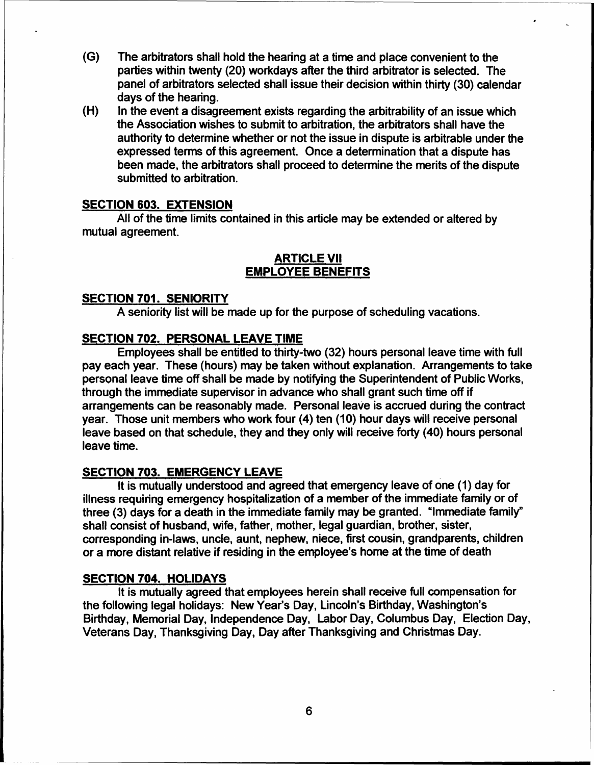(G) The arbitrators shall hold the hearing at a time and place convenient to the parties within twenty (20) workdays after the third arbitrator is selected. The panel of arbitrators selected shall issue their decision within thirty (30) calendar days of the hearing.

(H) In the event a disagreement exists regarding the arbitrability of an issue which the Association wishes to submit to arbitration, the arbitrators shall have the authority to determine whether or not the issue in dispute is arbitrable under the expressed terms of this agreement. Once a determination that a dispute has been made, the arbitrators shall proceed to determine the merits of the dispute submitted to arbitration.

## SECTION 603. EXTENSION

All of the time limits contained in this article may be extended or altered by mutual agreement.

# ARTICLE VII
# EMPLOYEE BENEFITS

## SECTION 701. SENIORITY

A seniority list will be made up for the purpose of scheduling vacations.

## SECTION 702. PERSONAL LEAVE TIME

Employees shall be entitled to thirty-two (32) hours personal leave time with full pay each year. These (hours) may be taken without explanation. Arrangements to take personal leave time off shall be made by notifying the Superintendent of Public Works, through the immediate supervisor in advance who shall grant such time off if arrangements can be reasonably made. Personal leave is accrued during the contract year. Those unit members who work four (4) ten (10) hour days will receive personal leave based on that schedule, they and they only will receive forty (40) hours personal leave time.

## SECTION 703. EMERGENCY LEAVE

It is mutually understood and agreed that emergency leave of one (1) day for illness requiring emergency hospitalization of a member of the immediate family or of three (3) days for a death in the immediate family may be granted. "Immediate family" shall consist of husband, wife, father, mother, legal guardian, brother, sister, corresponding in-laws, uncle, aunt, nephew, niece, first cousin, grandparents, children or a more distant relative if residing in the employee's home at the time of death

## SECTION 704. HOLIDAYS

It is mutually agreed that employees herein shall receive full compensation for the following legal holidays: New Year's Day, Lincoln's Birthday, Washington's Birthday, Memorial Day, Independence Day, Labor Day, Columbus Day, Election Day, Veterans Day, Thanksgiving Day, Day after Thanksgiving and Christmas Day.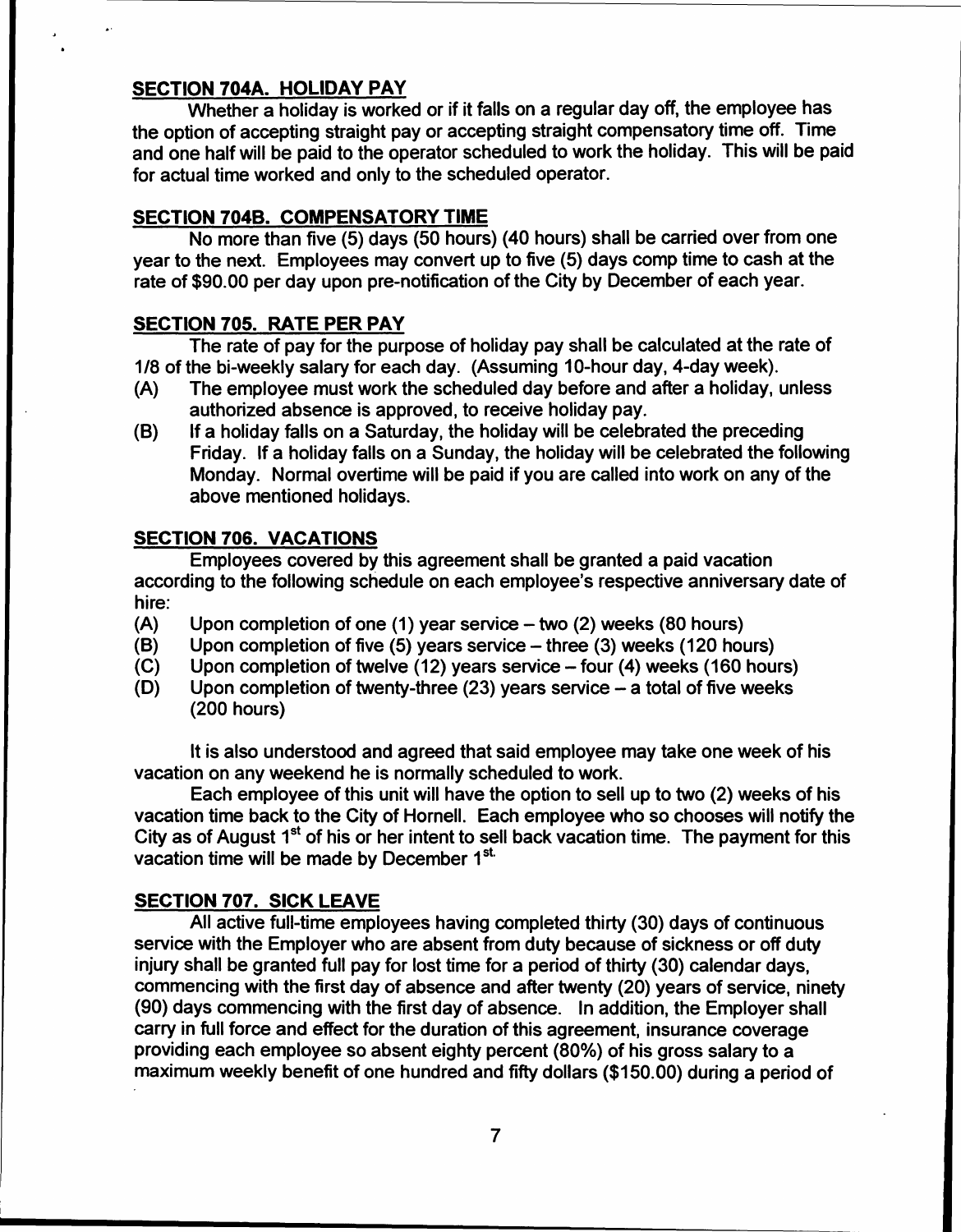## SECTION 704A. HOLIDAY PAY

Whether a holiday is worked or if it falls on a regular day off, the employee has the option of accepting straight pay or accepting straight compensatory time off. Time and one half will be paid to the operator scheduled to work the holiday. This will be paid for actual time worked and only to the scheduled operator.

## SECTION 704B. COMPENSATORY TIME

No more than five (5) days (50 hours) (40 hours) shall be carried over from one year to the next. Employees may convert up to five (5) days comp time to cash at the rate of $90.00 per day upon pre-notification of the City by December of each year.

## SECTION 705. RATE PER PAY

The rate of pay for the purpose of holiday pay shall be calculated at the rate of 1/8 of the bi-weekly salary for each day. (Assuming 10-hour day, 4-day week).

(A) The employee must work the scheduled day before and after a holiday, unless authorized absence is approved, to receive holiday pay.

(B) If a holiday falls on a Saturday, the holiday will be celebrated the preceding Friday. If a holiday falls on a Sunday, the holiday will be celebrated the following Monday. Normal overtime will be paid if you are called into work on any of the above mentioned holidays.

## SECTION 706. VACATIONS

Employees covered by this agreement shall be granted a paid vacation according to the following schedule on each employee's respective anniversary date of hire:

(A) Upon completion of one (1) year service – two (2) weeks (80 hours)

(B) Upon completion of five (5) years service – three (3) weeks (120 hours)

(C) Upon completion of twelve (12) years service – four (4) weeks (160 hours)

(D) Upon completion of twenty-three (23) years service – a total of five weeks (200 hours)

It is also understood and agreed that said employee may take one week of his vacation on any weekend he is normally scheduled to work.

Each employee of this unit will have the option to sell up to two (2) weeks of his vacation time back to the City of Hornell. Each employee who so chooses will notify the City as of August 1st of his or her intent to sell back vacation time. The payment for this vacation time will be made by December 1st.

## SECTION 707. SICK LEAVE

All active full-time employees having completed thirty (30) days of continuous service with the Employer who are absent from duty because of sickness or off duty injury shall be granted full pay for lost time for a period of thirty (30) calendar days, commencing with the first day of absence and after twenty (20) years of service, ninety (90) days commencing with the first day of absence. In addition, the Employer shall carry in full force and effect for the duration of this agreement, insurance coverage providing each employee so absent eighty percent (80%) of his gross salary to a maximum weekly benefit of one hundred and fifty dollars ($150.00) during a period of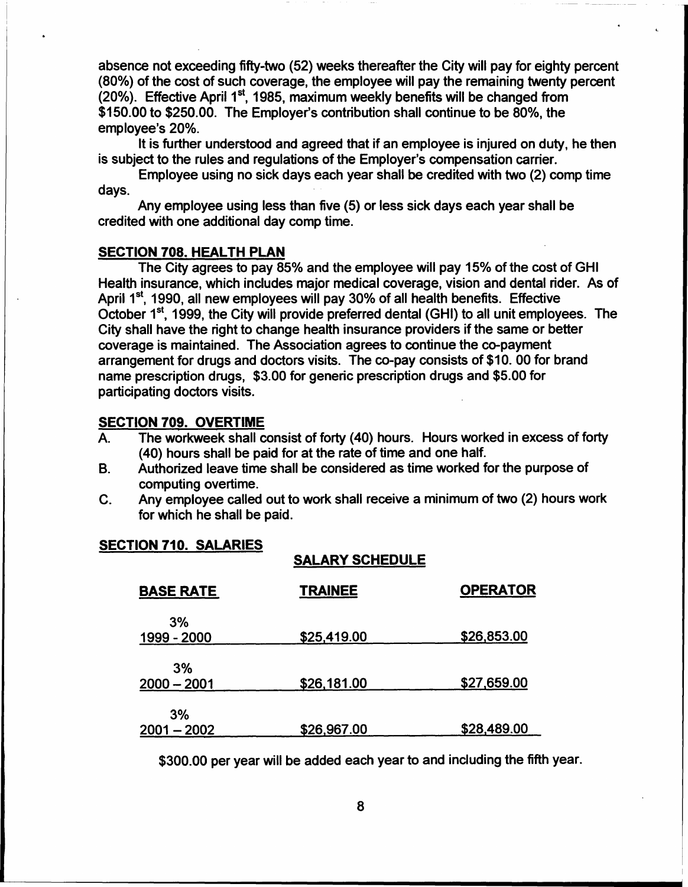absence not exceeding fifty-two (52) weeks thereafter the City will pay for eighty percent (80%) of the cost of such coverage, the employee will pay the remaining twenty percent (20%). Effective April 1st, 1985, maximum weekly benefits will be changed from $150.00 to $250.00. The Employer's contribution shall continue to be 80%, the employee's 20%.

It is further understood and agreed that if an employee is injured on duty, he then is subject to the rules and regulations of the Employer's compensation carrier.

Employee using no sick days each year shall be credited with two (2) comp time days.

Any employee using less than five (5) or less sick days each year shall be credited with one additional day comp time.

## SECTION 708. HEALTH PLAN

The City agrees to pay 85% and the employee will pay 15% of the cost of GHI Health insurance, which includes major medical coverage, vision and dental rider. As of April 1st, 1990, all new employees will pay 30% of all health benefits. Effective October 1st, 1999, the City will provide preferred dental (GHI) to all unit employees. The City shall have the right to change health insurance providers if the same or better coverage is maintained. The Association agrees to continue the co-payment arrangement for drugs and doctors visits. The co-pay consists of $10. 00 for brand name prescription drugs, $3.00 for generic prescription drugs and $5.00 for participating doctors visits.

## SECTION 709. OVERTIME

A. The workweek shall consist of forty (40) hours. Hours worked in excess of forty (40) hours shall be paid for at the rate of time and one half.

B. Authorized leave time shall be considered as time worked for the purpose of computing overtime.

C. Any employee called out to work shall receive a minimum of two (2) hours work for which he shall be paid.

## SECTION 710. SALARIES

**SALARY SCHEDULE**

| BASE RATE | TRAINEE | OPERATOR |
|---|---|---|
| 3% 1999 - 2000 | $25,419.00 | $26,853.00 |
| 3% 2000 – 2001 | $26,181.00 | $27,659.00 |
| 3% 2001 – 2002 | $26,967.00 | $28,489.00 |

$300.00 per year will be added each year to and including the fifth year.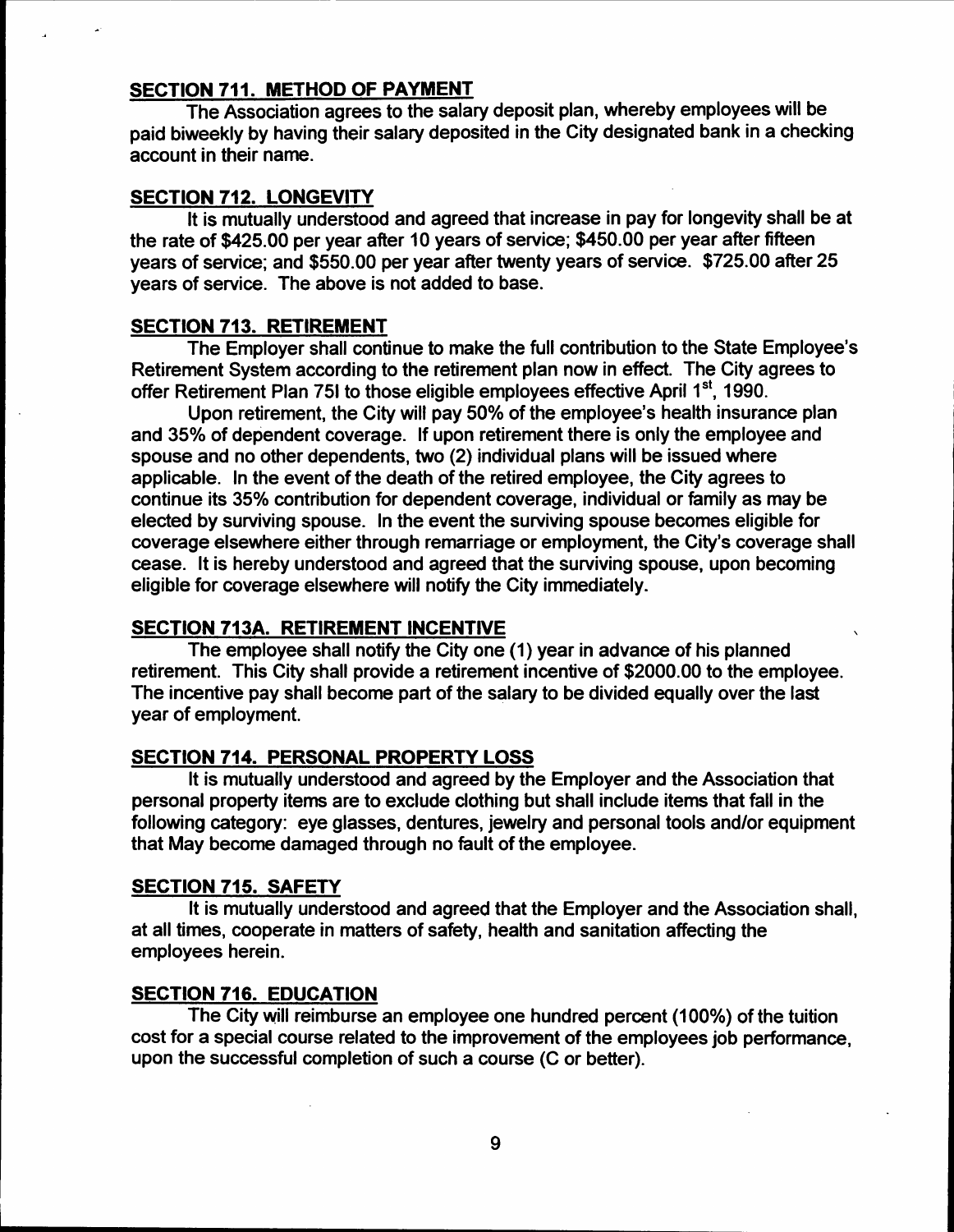## SECTION 711. METHOD OF PAYMENT

The Association agrees to the salary deposit plan, whereby employees will be paid biweekly by having their salary deposited in the City designated bank in a checking account in their name.

## SECTION 712. LONGEVITY

It is mutually understood and agreed that increase in pay for longevity shall be at the rate of $425.00 per year after 10 years of service; $450.00 per year after fifteen years of service; and $550.00 per year after twenty years of service. $725.00 after 25 years of service. The above is not added to base.

## SECTION 713. RETIREMENT

The Employer shall continue to make the full contribution to the State Employee's Retirement System according to the retirement plan now in effect. The City agrees to offer Retirement Plan 75I to those eligible employees effective April 1st, 1990.

Upon retirement, the City will pay 50% of the employee's health insurance plan and 35% of dependent coverage. If upon retirement there is only the employee and spouse and no other dependents, two (2) individual plans will be issued where applicable. In the event of the death of the retired employee, the City agrees to continue its 35% contribution for dependent coverage, individual or family as may be elected by surviving spouse. In the event the surviving spouse becomes eligible for coverage elsewhere either through remarriage or employment, the City's coverage shall cease. It is hereby understood and agreed that the surviving spouse, upon becoming eligible for coverage elsewhere will notify the City immediately.

## SECTION 713A. RETIREMENT INCENTIVE

The employee shall notify the City one (1) year in advance of his planned retirement. This City shall provide a retirement incentive of $2000.00 to the employee. The incentive pay shall become part of the salary to be divided equally over the last year of employment.

## SECTION 714. PERSONAL PROPERTY LOSS

It is mutually understood and agreed by the Employer and the Association that personal property items are to exclude clothing but shall include items that fall in the following category: eye glasses, dentures, jewelry and personal tools and/or equipment that May become damaged through no fault of the employee.

## SECTION 715. SAFETY

It is mutually understood and agreed that the Employer and the Association shall, at all times, cooperate in matters of safety, health and sanitation affecting the employees herein.

## SECTION 716. EDUCATION

The City will reimburse an employee one hundred percent (100%) of the tuition cost for a special course related to the improvement of the employees job performance, upon the successful completion of such a course (C or better).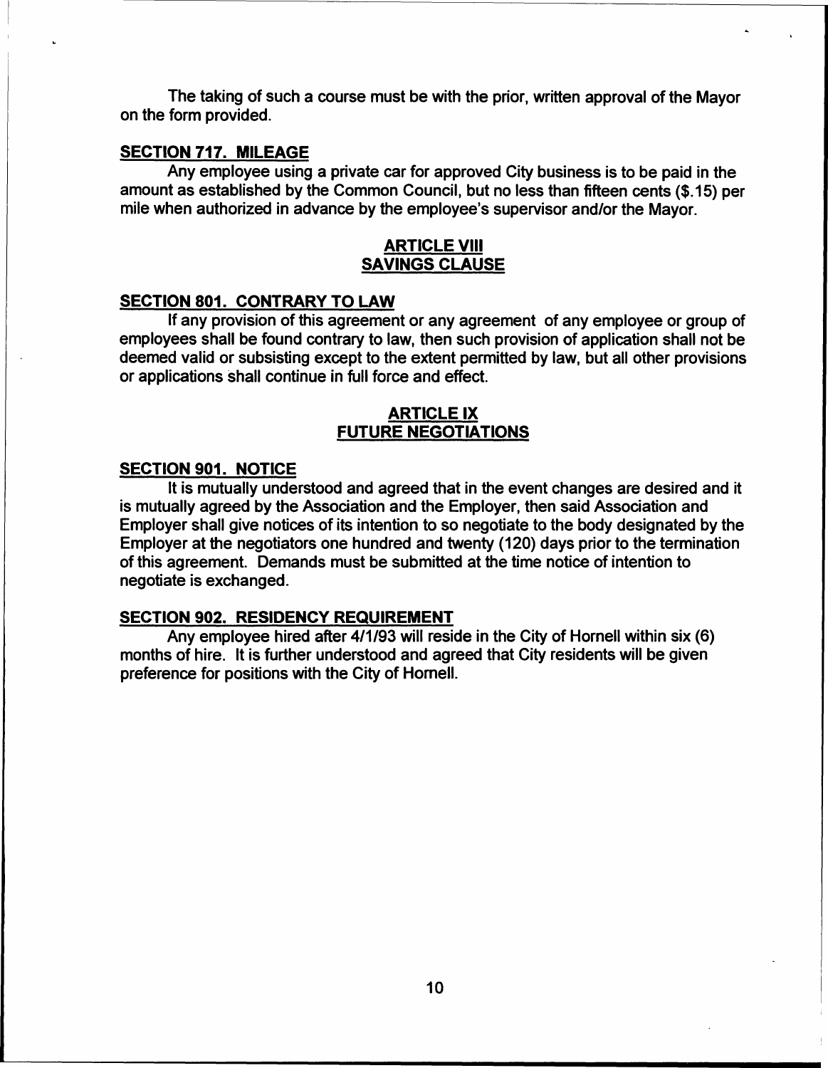The taking of such a course must be with the prior, written approval of the Mayor on the form provided.

**SECTION 717. MILEAGE**

Any employee using a private car for approved City business is to be paid in the amount as established by the Common Council, but no less than fifteen cents ($.15) per mile when authorized in advance by the employee's supervisor and/or the Mayor.

## ARTICLE VIII
## SAVINGS CLAUSE

**SECTION 801. CONTRARY TO LAW**

If any provision of this agreement or any agreement of any employee or group of employees shall be found contrary to law, then such provision of application shall not be deemed valid or subsisting except to the extent permitted by law, but all other provisions or applications shall continue in full force and effect.

## ARTICLE IX
## FUTURE NEGOTIATIONS

**SECTION 901. NOTICE**

It is mutually understood and agreed that in the event changes are desired and it is mutually agreed by the Association and the Employer, then said Association and Employer shall give notices of its intention to so negotiate to the body designated by the Employer at the negotiators one hundred and twenty (120) days prior to the termination of this agreement. Demands must be submitted at the time notice of intention to negotiate is exchanged.

**SECTION 902. RESIDENCY REQUIREMENT**

Any employee hired after 4/1/93 will reside in the City of Hornell within six (6) months of hire. It is further understood and agreed that City residents will be given preference for positions with the City of Hornell.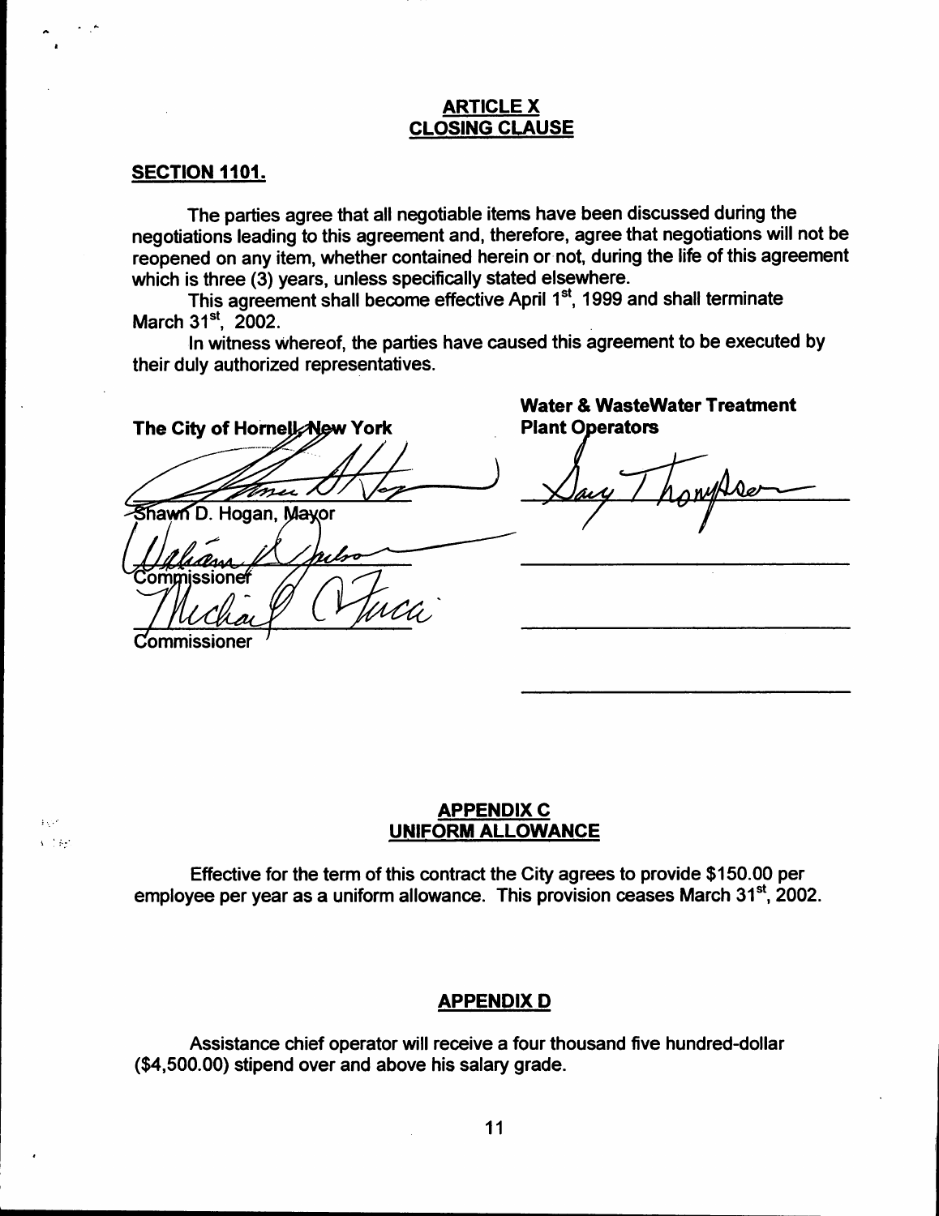## ARTICLE X
## CLOSING CLAUSE

### SECTION 1101.

The parties agree that all negotiable items have been discussed during the negotiations leading to this agreement and, therefore, agree that negotiations will not be reopened on any item, whether contained herein or not, during the life of this agreement which is three (3) years, unless specifically stated elsewhere.

This agreement shall become effective April 1st, 1999 and shall terminate March 31st, 2002.

In witness whereof, the parties have caused this agreement to be executed by their duly authorized representatives.

| **The City of Hornell, New York** | **Water & WasteWater Treatment Plant Operators** |
| --- | --- |
| Shawn D. Hogan, Mayor | |
| Commissioner | |
| Commissioner | |

## APPENDIX C
## UNIFORM ALLOWANCE

Effective for the term of this contract the City agrees to provide $150.00 per employee per year as a uniform allowance. This provision ceases March 31st, 2002.

## APPENDIX D

Assistance chief operator will receive a four thousand five hundred-dollar ($4,500.00) stipend over and above his salary grade.